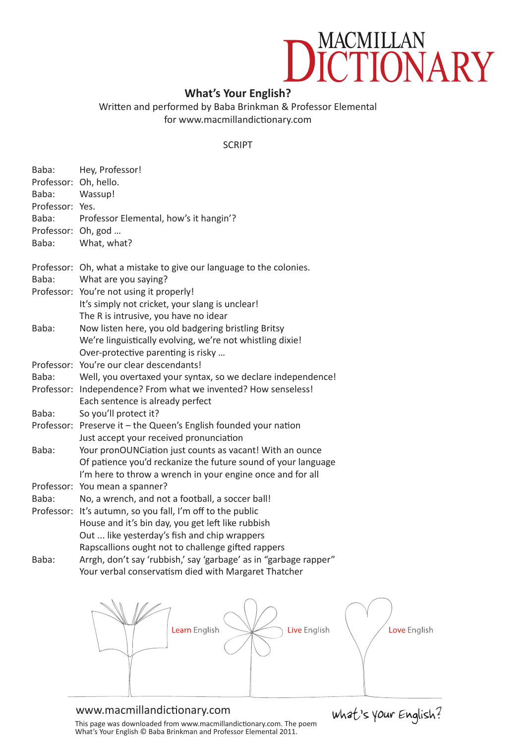MACMILLAN DICTIONARY

## What's Your English?

Written and performed by Baba Brinkman & Professor Elemental
for www.macmillandictionary.com

SCRIPT

Baba: Hey, Professor!
Professor: Oh, hello.
Baba: Wassup!
Professor: Yes.
Baba: Professor Elemental, how's it hangin'?
Professor: Oh, god …
Baba: What, what?

Professor: Oh, what a mistake to give our language to the colonies.
Baba: What are you saying?
Professor: You're not using it properly!
It's simply not cricket, your slang is unclear!
The R is intrusive, you have no idear
Baba: Now listen here, you old badgering bristling Britsy
We're linguistically evolving, we're not whistling dixie!
Over-protective parenting is risky …
Professor: You're our clear descendants!
Baba: Well, you overtaxed your syntax, so we declare independence!
Professor: Independence? From what we invented? How senseless!
Each sentence is already perfect
Baba: So you'll protect it?
Professor: Preserve it – the Queen's English founded your nation
Just accept your received pronunciation
Baba: Your pronOUNCiation just counts as vacant! With an ounce
Of patience you'd reckanize the future sound of your language
I'm here to throw a wrench in your engine once and for all
Professor: You mean a spanner?
Baba: No, a wrench, and not a football, a soccer ball!
Professor: It's autumn, so you fall, I'm off to the public
House and it's bin day, you get left like rubbish
Out ... like yesterday's fish and chip wrappers
Rapscallions ought not to challenge gifted rappers
Baba: Arrgh, don't say 'rubbish,' say 'garbage' as in "garbage rapper"
Your verbal conservatism died with Margaret Thatcher

Learn English Live English Love English

www.macmillandictionary.com

What's your English?

This page was downloaded from www.macmillandictionary.com. The poem What's Your English © Baba Brinkman and Professor Elemental 2011.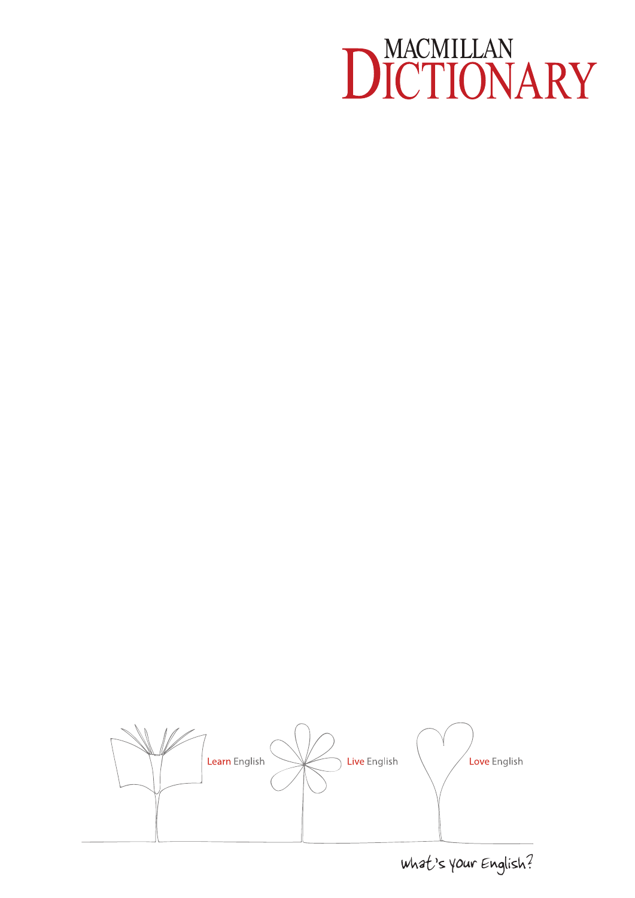MACMILLAN DICTIONARY

Learn English Live English Love English

what's your English?